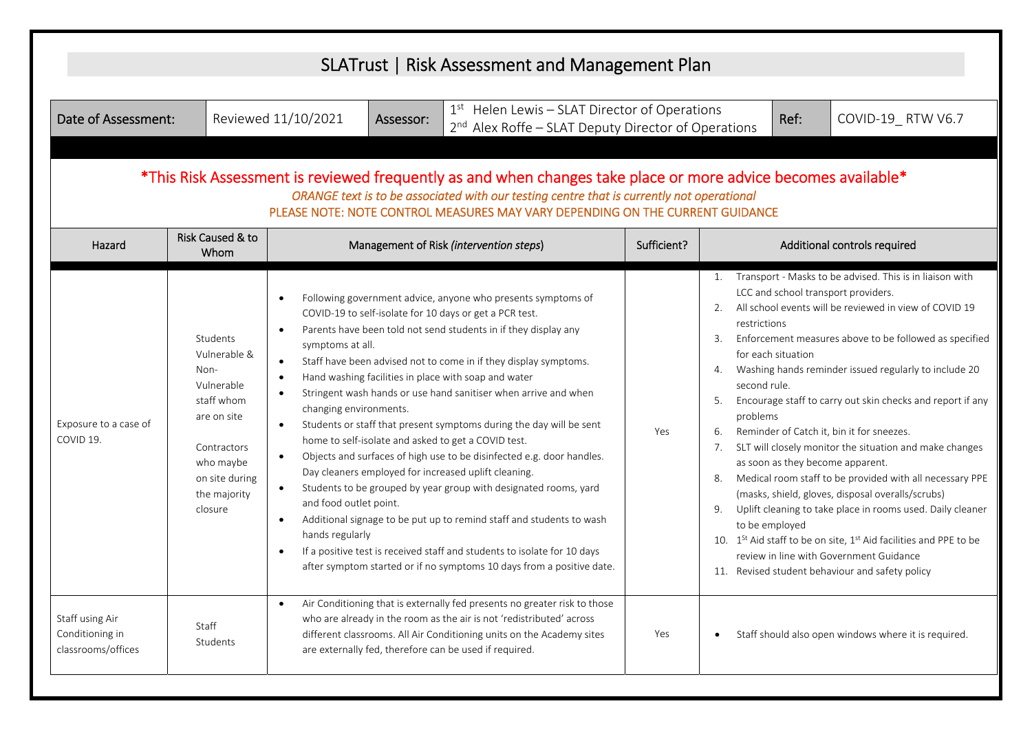# SLATrust | Risk Assessment and Management Plan

| Date of Assessment: | Reviewed 11/10/2021 | Assessor: | 1st Helen Lewis – SLAT Director of Operations<br>2nd Alex Roffe – SLAT Deputy Director of Operations | Ref: | COVID-19_ RTW V6.7 |
|---|---|---|---|---|---|

**\*This Risk Assessment is reviewed frequently as and when changes take place or more advice becomes available\***

*ORANGE text is to be associated with our testing centre that is currently not operational*

PLEASE NOTE: NOTE CONTROL MEASURES MAY VARY DEPENDING ON THE CURRENT GUIDANCE

| Hazard | Risk Caused & to Whom | Management of Risk *(intervention steps)* | Sufficient? | Additional controls required |
|---|---|---|---|---|
| Exposure to a case of COVID 19. | Students Vulnerable & Non-Vulnerable staff whom are on site<br><br>Contractors who maybe on site during the majority closure | • Following government advice, anyone who presents symptoms of COVID-19 to self-isolate for 10 days or get a PCR test.<br>• Parents have been told not send students in if they display any symptoms at all.<br>• Staff have been advised not to come in if they display symptoms.<br>• Hand washing facilities in place with soap and water<br>• Stringent wash hands or use hand sanitiser when arrive and when changing environments.<br>• Students or staff that present symptoms during the day will be sent home to self-isolate and asked to get a COVID test.<br>• Objects and surfaces of high use to be disinfected e.g. door handles. Day cleaners employed for increased uplift cleaning.<br>• Students to be grouped by year group with designated rooms, yard and food outlet point.<br>• Additional signage to be put up to remind staff and students to wash hands regularly<br>• If a positive test is received staff and students to isolate for 10 days after symptom started or if no symptoms 10 days from a positive date. | Yes | 1. Transport - Masks to be advised. This is in liaison with LCC and school transport providers.<br>2. All school events will be reviewed in view of COVID 19 restrictions<br>3. Enforcement measures above to be followed as specified for each situation<br>4. Washing hands reminder issued regularly to include 20 second rule.<br>5. Encourage staff to carry out skin checks and report if any problems<br>6. Reminder of Catch it, bin it for sneezes.<br>7. SLT will closely monitor the situation and make changes as soon as they become apparent.<br>8. Medical room staff to be provided with all necessary PPE (masks, shield, gloves, disposal overalls/scrubs)<br>9. Uplift cleaning to take place in rooms used. Daily cleaner to be employed<br>10. 1St Aid staff to be on site, 1st Aid facilities and PPE to be review in line with Government Guidance<br>11. Revised student behaviour and safety policy |
| Staff using Air Conditioning in classrooms/offices | Staff<br>Students | • Air Conditioning that is externally fed presents no greater risk to those who are already in the room as the air is not 'redistributed' across different classrooms. All Air Conditioning units on the Academy sites are externally fed, therefore can be used if required. | Yes | • Staff should also open windows where it is required. |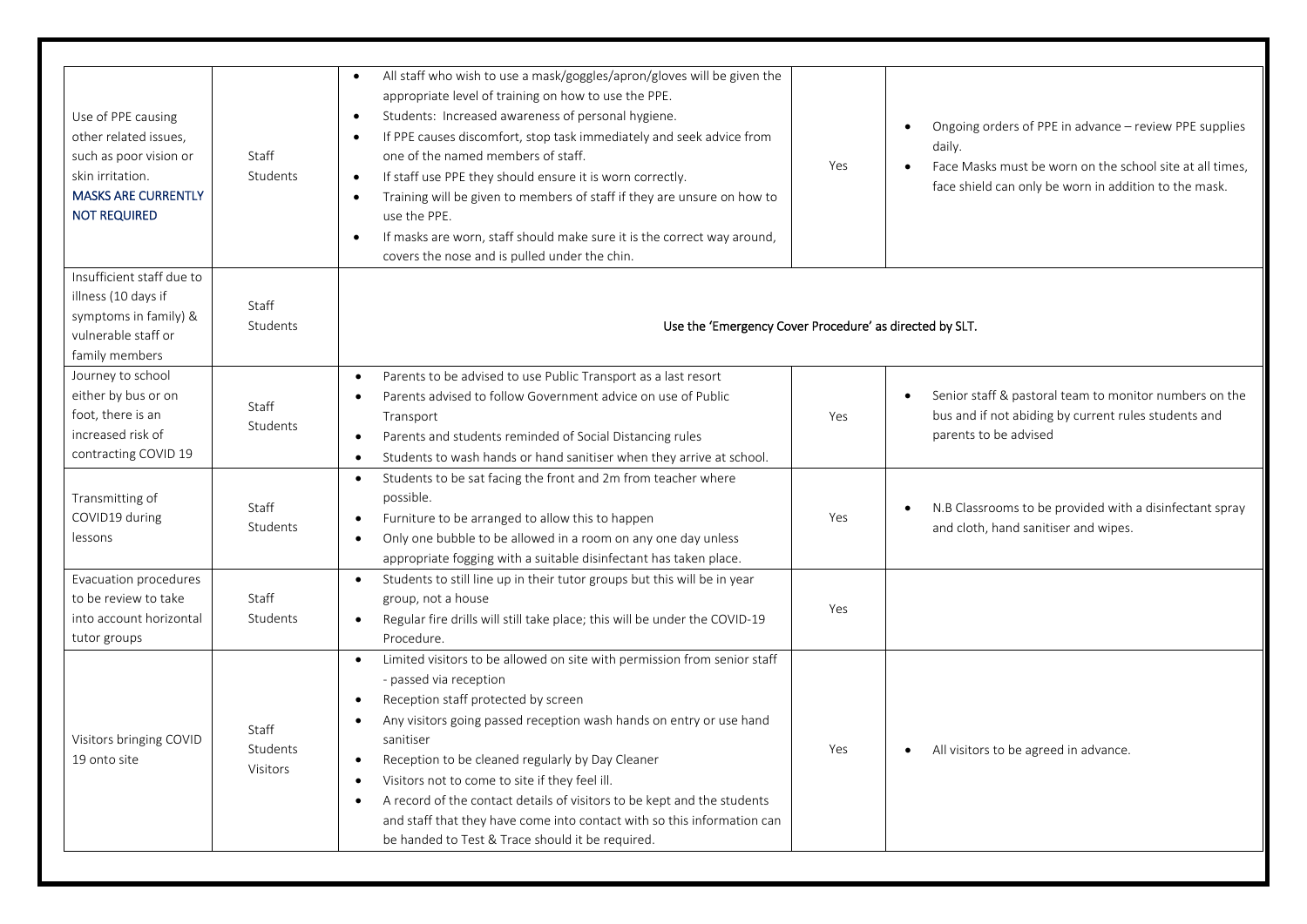| | | | | |
|---|---|---|---|---|
| Use of PPE causing other related issues, such as poor vision or skin irritation. **MASKS ARE CURRENTLY NOT REQUIRED** | Staff Students | • All staff who wish to use a mask/goggles/apron/gloves will be given the appropriate level of training on how to use the PPE.<br>• Students: Increased awareness of personal hygiene.<br>• If PPE causes discomfort, stop task immediately and seek advice from one of the named members of staff.<br>• If staff use PPE they should ensure it is worn correctly.<br>• Training will be given to members of staff if they are unsure on how to use the PPE.<br>• If masks are worn, staff should make sure it is the correct way around, covers the nose and is pulled under the chin. | Yes | • Ongoing orders of PPE in advance – review PPE supplies daily.<br>• Face Masks must be worn on the school site at all times, face shield can only be worn in addition to the mask. |
| Insufficient staff due to illness (10 days if symptoms in family) & vulnerable staff or family members | Staff Students | Use the 'Emergency Cover Procedure' as directed by SLT. | | |
| Journey to school either by bus or on foot, there is an increased risk of contracting COVID 19 | Staff Students | • Parents to be advised to use Public Transport as a last resort<br>• Parents advised to follow Government advice on use of Public Transport<br>• Parents and students reminded of Social Distancing rules<br>• Students to wash hands or hand sanitiser when they arrive at school. | Yes | • Senior staff & pastoral team to monitor numbers on the bus and if not abiding by current rules students and parents to be advised |
| Transmitting of COVID19 during lessons | Staff Students | • Students to be sat facing the front and 2m from teacher where possible.<br>• Furniture to be arranged to allow this to happen<br>• Only one bubble to be allowed in a room on any one day unless appropriate fogging with a suitable disinfectant has taken place. | Yes | • N.B Classrooms to be provided with a disinfectant spray and cloth, hand sanitiser and wipes. |
| Evacuation procedures to be review to take into account horizontal tutor groups | Staff Students | • Students to still line up in their tutor groups but this will be in year group, not a house<br>• Regular fire drills will still take place; this will be under the COVID-19 Procedure. | Yes | |
| Visitors bringing COVID 19 onto site | Staff Students Visitors | • Limited visitors to be allowed on site with permission from senior staff - passed via reception<br>• Reception staff protected by screen<br>• Any visitors going passed reception wash hands on entry or use hand sanitiser<br>• Reception to be cleaned regularly by Day Cleaner<br>• Visitors not to come to site if they feel ill.<br>• A record of the contact details of visitors to be kept and the students and staff that they have come into contact with so this information can be handed to Test & Trace should it be required. | Yes | • All visitors to be agreed in advance. |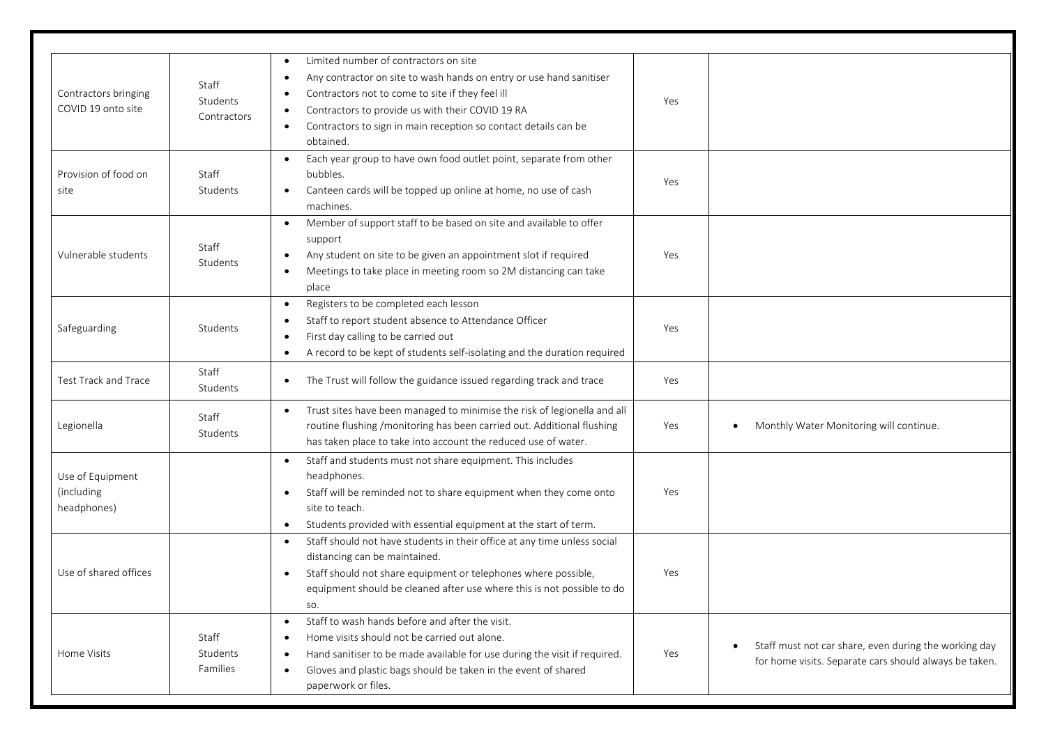| Contractors bringing COVID 19 onto site | Staff<br>Students<br>Contractors | • Limited number of contractors on site<br>• Any contractor on site to wash hands on entry or use hand sanitiser<br>• Contractors not to come to site if they feel ill<br>• Contractors to provide us with their COVID 19 RA<br>• Contractors to sign in main reception so contact details can be obtained. | Yes | |
|---|---|---|---|---|
| Provision of food on site | Staff<br>Students | • Each year group to have own food outlet point, separate from other bubbles.<br>• Canteen cards will be topped up online at home, no use of cash machines. | Yes | |
| Vulnerable students | Staff<br>Students | • Member of support staff to be based on site and available to offer support<br>• Any student on site to be given an appointment slot if required<br>• Meetings to take place in meeting room so 2M distancing can take place | Yes | |
| Safeguarding | Students | • Registers to be completed each lesson<br>• Staff to report student absence to Attendance Officer<br>• First day calling to be carried out<br>• A record to be kept of students self-isolating and the duration required | Yes | |
| Test Track and Trace | Staff<br>Students | • The Trust will follow the guidance issued regarding track and trace | Yes | |
| Legionella | Staff<br>Students | • Trust sites have been managed to minimise the risk of legionella and all routine flushing /monitoring has been carried out. Additional flushing has taken place to take into account the reduced use of water. | Yes | • Monthly Water Monitoring will continue. |
| Use of Equipment (including headphones) | | • Staff and students must not share equipment. This includes headphones.<br>• Staff will be reminded not to share equipment when they come onto site to teach.<br>• Students provided with essential equipment at the start of term. | Yes | |
| Use of shared offices | | • Staff should not have students in their office at any time unless social distancing can be maintained.<br>• Staff should not share equipment or telephones where possible, equipment should be cleaned after use where this is not possible to do so. | Yes | |
| Home Visits | Staff<br>Students<br>Families | • Staff to wash hands before and after the visit.<br>• Home visits should not be carried out alone.<br>• Hand sanitiser to be made available for use during the visit if required.<br>• Gloves and plastic bags should be taken in the event of shared paperwork or files. | Yes | • Staff must not car share, even during the working day for home visits. Separate cars should always be taken. |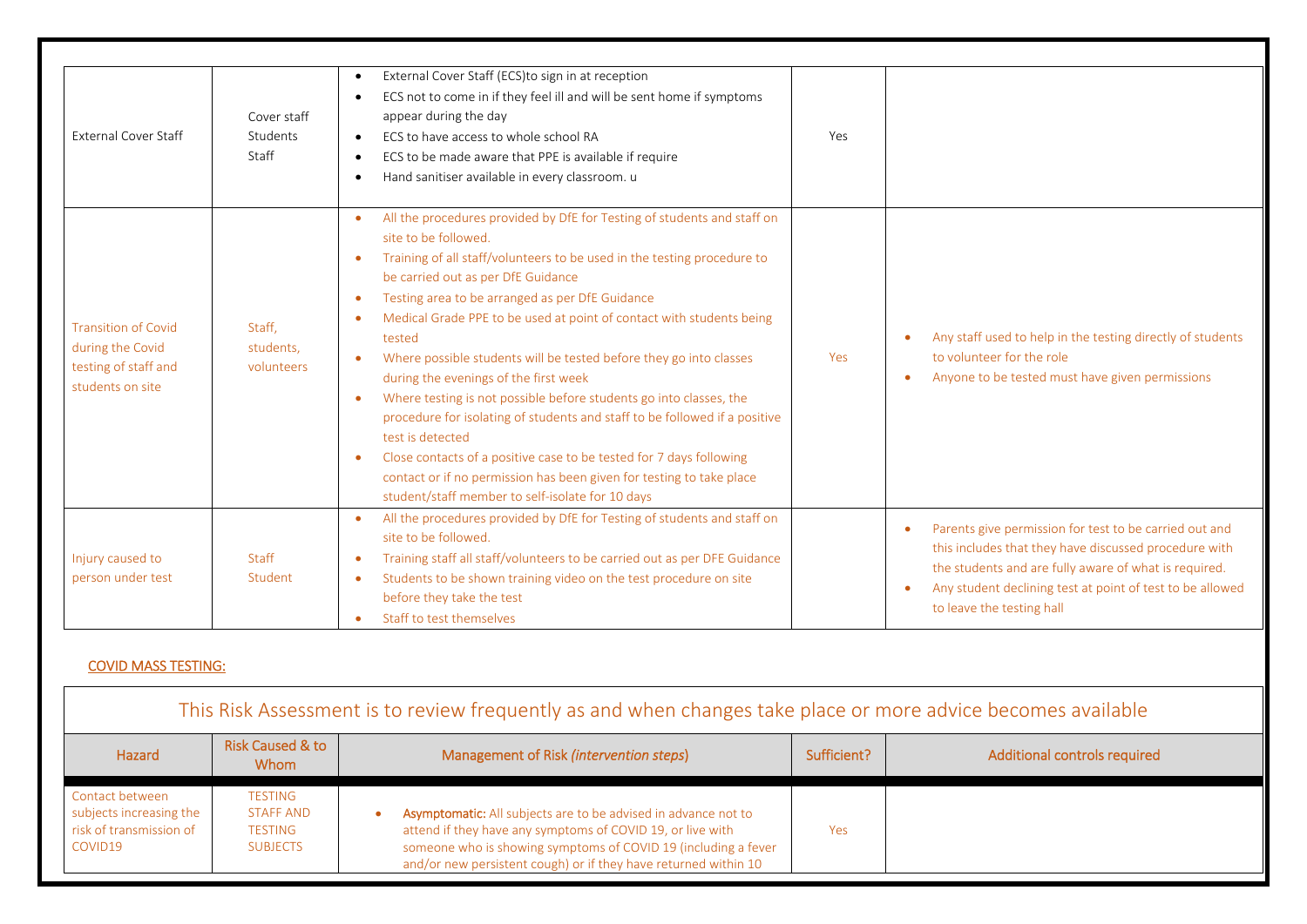| External Cover Staff | Cover staff<br>Students<br>Staff | • External Cover Staff (ECS)to sign in at reception<br>• ECS not to come in if they feel ill and will be sent home if symptoms appear during the day<br>• ECS to have access to whole school RA<br>• ECS to be made aware that PPE is available if require<br>• Hand sanitiser available in every classroom. u | Yes | |
|---|---|---|---|---|
| Transition of Covid during the Covid testing of staff and students on site | Staff,<br>students,<br>volunteers | • All the procedures provided by DfE for Testing of students and staff on site to be followed.<br>• Training of all staff/volunteers to be used in the testing procedure to be carried out as per DfE Guidance<br>• Testing area to be arranged as per DfE Guidance<br>• Medical Grade PPE to be used at point of contact with students being tested<br>• Where possible students will be tested before they go into classes during the evenings of the first week<br>• Where testing is not possible before students go into classes, the procedure for isolating of students and staff to be followed if a positive test is detected<br>• Close contacts of a positive case to be tested for 7 days following contact or if no permission has been given for testing to take place student/staff member to self-isolate for 10 days | Yes | • Any staff used to help in the testing directly of students to volunteer for the role<br>• Anyone to be tested must have given permissions |
| Injury caused to person under test | Staff<br>Student | • All the procedures provided by DfE for Testing of students and staff on site to be followed.<br>• Training staff all staff/volunteers to be carried out as per DFE Guidance<br>• Students to be shown training video on the test procedure on site before they take the test<br>• Staff to test themselves | | • Parents give permission for test to be carried out and this includes that they have discussed procedure with the students and are fully aware of what is required.<br>• Any student declining test at point of test to be allowed to leave the testing hall |

**COVID MASS TESTING:**

This Risk Assessment is to review frequently as and when changes take place or more advice becomes available

| Hazard | Risk Caused & to Whom | Management of Risk *(intervention steps)* | Sufficient? | Additional controls required |
|---|---|---|---|---|
| Contact between subjects increasing the risk of transmission of COVID19 | TESTING STAFF AND TESTING SUBJECTS | • **Asymptomatic:** All subjects are to be advised in advance not to attend if they have any symptoms of COVID 19, or live with someone who is showing symptoms of COVID 19 (including a fever and/or new persistent cough) or if they have returned within 10 | Yes | |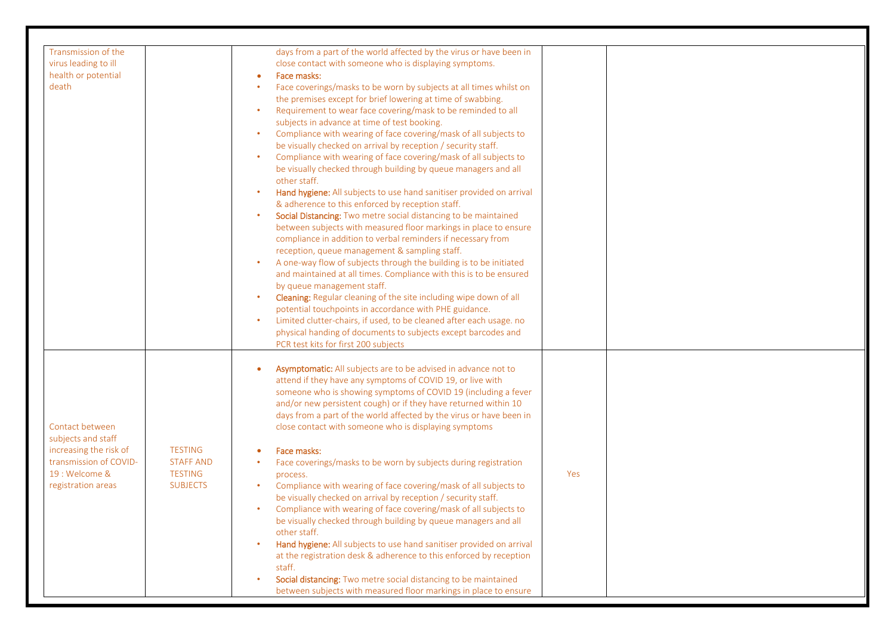| | | | | |
|---|---|---|---|---|
| Transmission of the virus leading to ill health or potential death | | days from a part of the world affected by the virus or have been in close contact with someone who is displaying symptoms.<br>• **Face masks:**<br>• Face coverings/masks to be worn by subjects at all times whilst on the premises except for brief lowering at time of swabbing.<br>• Requirement to wear face covering/mask to be reminded to all subjects in advance at time of test booking.<br>• Compliance with wearing of face covering/mask of all subjects to be visually checked on arrival by reception / security staff.<br>• Compliance with wearing of face covering/mask of all subjects to be visually checked through building by queue managers and all other staff.<br>• **Hand hygiene:** All subjects to use hand sanitiser provided on arrival & adherence to this enforced by reception staff.<br>• **Social Distancing:** Two metre social distancing to be maintained between subjects with measured floor markings in place to ensure compliance in addition to verbal reminders if necessary from reception, queue management & sampling staff.<br>• A one-way flow of subjects through the building is to be initiated and maintained at all times. Compliance with this is to be ensured by queue management staff.<br>• **Cleaning:** Regular cleaning of the site including wipe down of all potential touchpoints in accordance with PHE guidance.<br>• Limited clutter-chairs, if used, to be cleaned after each usage. no physical handing of documents to subjects except barcodes and PCR test kits for first 200 subjects | | |
| Contact between subjects and staff increasing the risk of transmission of COVID-19 : Welcome & registration areas | TESTING STAFF AND TESTING SUBJECTS | • **Asymptomatic:** All subjects are to be advised in advance not to attend if they have any symptoms of COVID 19, or live with someone who is showing symptoms of COVID 19 (including a fever and/or new persistent cough) or if they have returned within 10 days from a part of the world affected by the virus or have been in close contact with someone who is displaying symptoms<br>• **Face masks:**<br>• Face coverings/masks to be worn by subjects during registration process.<br>• Compliance with wearing of face covering/mask of all subjects to be visually checked on arrival by reception / security staff.<br>• Compliance with wearing of face covering/mask of all subjects to be visually checked through building by queue managers and all other staff.<br>• **Hand hygiene:** All subjects to use hand sanitiser provided on arrival at the registration desk & adherence to this enforced by reception staff.<br>• **Social distancing:** Two metre social distancing to be maintained between subjects with measured floor markings in place to ensure | Yes | |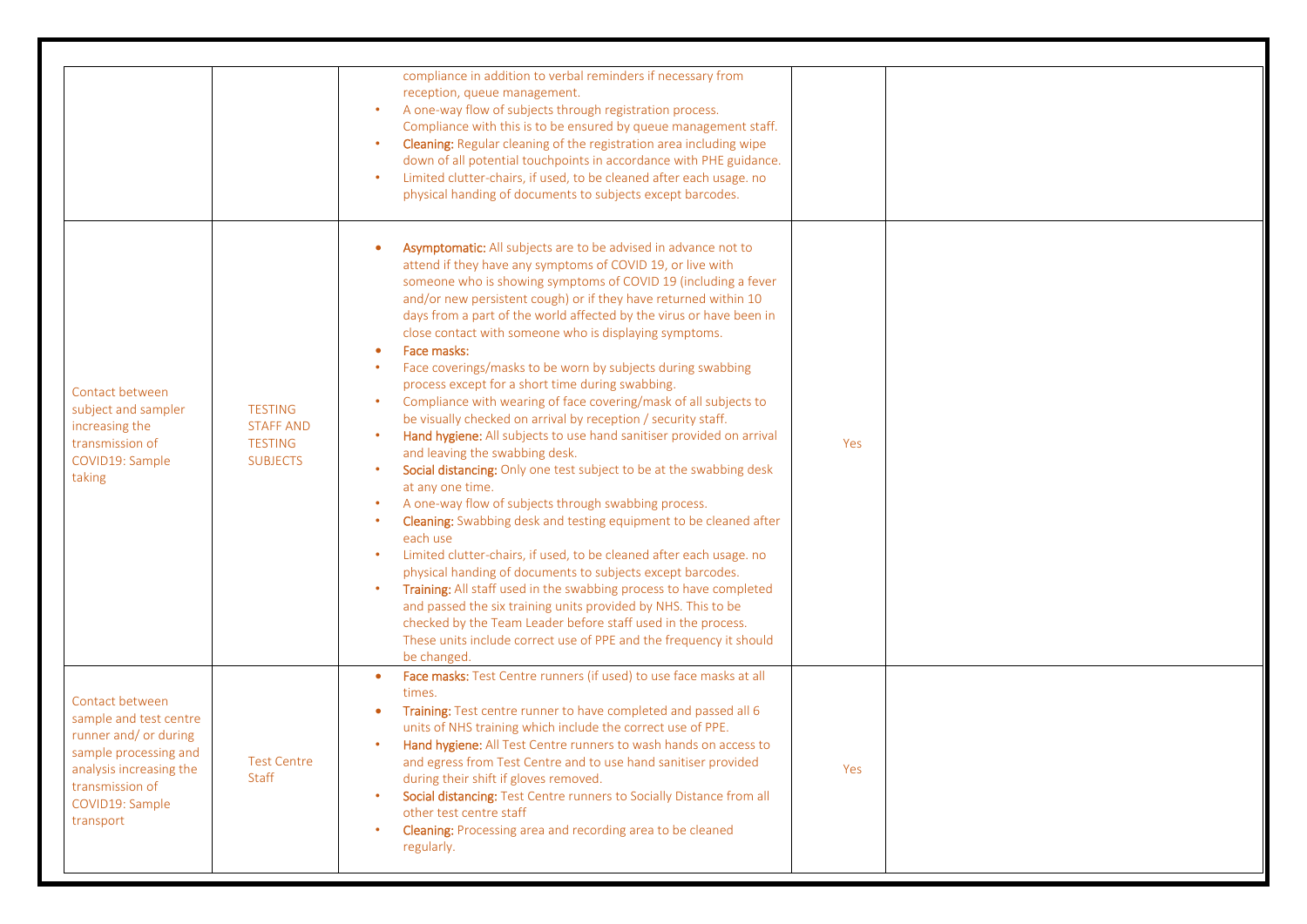| | | | | |
|---|---|---|---|---|
| | | compliance in addition to verbal reminders if necessary from reception, queue management.<br>• A one-way flow of subjects through registration process. Compliance with this is to be ensured by queue management staff.<br>• **Cleaning:** Regular cleaning of the registration area including wipe down of all potential touchpoints in accordance with PHE guidance.<br>• Limited clutter-chairs, if used, to be cleaned after each usage. no physical handing of documents to subjects except barcodes. | | |
| Contact between subject and sampler increasing the transmission of COVID19: Sample taking | TESTING STAFF AND TESTING SUBJECTS | • **Asymptomatic:** All subjects are to be advised in advance not to attend if they have any symptoms of COVID 19, or live with someone who is showing symptoms of COVID 19 (including a fever and/or new persistent cough) or if they have returned within 10 days from a part of the world affected by the virus or have been in close contact with someone who is displaying symptoms.<br>• **Face masks:**<br>• Face coverings/masks to be worn by subjects during swabbing process except for a short time during swabbing.<br>• Compliance with wearing of face covering/mask of all subjects to be visually checked on arrival by reception / security staff.<br>• **Hand hygiene:** All subjects to use hand sanitiser provided on arrival and leaving the swabbing desk.<br>• **Social distancing:** Only one test subject to be at the swabbing desk at any one time.<br>• A one-way flow of subjects through swabbing process.<br>• **Cleaning:** Swabbing desk and testing equipment to be cleaned after each use<br>• Limited clutter-chairs, if used, to be cleaned after each usage. no physical handing of documents to subjects except barcodes.<br>• **Training:** All staff used in the swabbing process to have completed and passed the six training units provided by NHS. This to be checked by the Team Leader before staff used in the process. These units include correct use of PPE and the frequency it should be changed. | Yes | |
| Contact between sample and test centre runner and/ or during sample processing and analysis increasing the transmission of COVID19: Sample transport | Test Centre Staff | • **Face masks:** Test Centre runners (if used) to use face masks at all times.<br>• **Training:** Test centre runner to have completed and passed all 6 units of NHS training which include the correct use of PPE.<br>• **Hand hygiene:** All Test Centre runners to wash hands on access to and egress from Test Centre and to use hand sanitiser provided during their shift if gloves removed.<br>• **Social distancing:** Test Centre runners to Socially Distance from all other test centre staff<br>• **Cleaning:** Processing area and recording area to be cleaned regularly. | Yes | |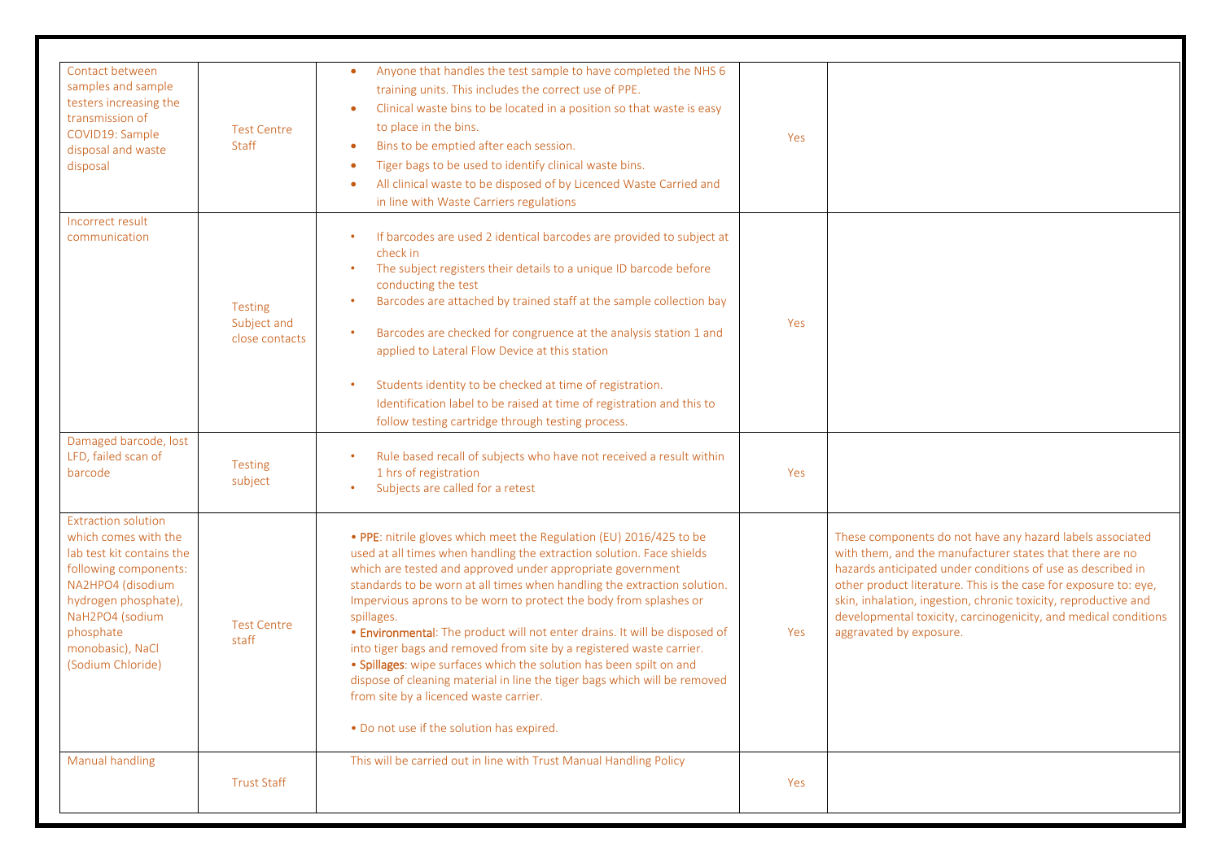| Contact between samples and sample testers increasing the transmission of COVID19: Sample disposal and waste disposal | Test Centre Staff | • Anyone that handles the test sample to have completed the NHS 6 training units. This includes the correct use of PPE.<br>• Clinical waste bins to be located in a position so that waste is easy to place in the bins.<br>• Bins to be emptied after each session.<br>• Tiger bags to be used to identify clinical waste bins.<br>• All clinical waste to be disposed of by Licenced Waste Carried and in line with Waste Carriers regulations | Yes | |
|---|---|---|---|---|
| Incorrect result communication | Testing Subject and close contacts | • If barcodes are used 2 identical barcodes are provided to subject at check in<br>• The subject registers their details to a unique ID barcode before conducting the test<br>• Barcodes are attached by trained staff at the sample collection bay<br>• Barcodes are checked for congruence at the analysis station 1 and applied to Lateral Flow Device at this station<br>• Students identity to be checked at time of registration. Identification label to be raised at time of registration and this to follow testing cartridge through testing process. | Yes | |
| Damaged barcode, lost LFD, failed scan of barcode | Testing subject | • Rule based recall of subjects who have not received a result within 1 hrs of registration<br>• Subjects are called for a retest | Yes | |
| Extraction solution which comes with the lab test kit contains the following components: NA2HPO4 (disodium hydrogen phosphate), NaH2PO4 (sodium phosphate monobasic), NaCl (Sodium Chloride) | Test Centre staff | • **PPE**: nitrile gloves which meet the Regulation (EU) 2016/425 to be used at all times when handling the extraction solution. Face shields which are tested and approved under appropriate government standards to be worn at all times when handling the extraction solution. Impervious aprons to be worn to protect the body from splashes or spillages.<br>• **Environmental**: The product will not enter drains. It will be disposed of into tiger bags and removed from site by a registered waste carrier.<br>• **Spillages**: wipe surfaces which the solution has been spilt on and dispose of cleaning material in line the tiger bags which will be removed from site by a licenced waste carrier.<br>• Do not use if the solution has expired. | Yes | These components do not have any hazard labels associated with them, and the manufacturer states that there are no hazards anticipated under conditions of use as described in other product literature. This is the case for exposure to: eye, skin, inhalation, ingestion, chronic toxicity, reproductive and developmental toxicity, carcinogenicity, and medical conditions aggravated by exposure. |
| Manual handling | Trust Staff | This will be carried out in line with Trust Manual Handling Policy | Yes | |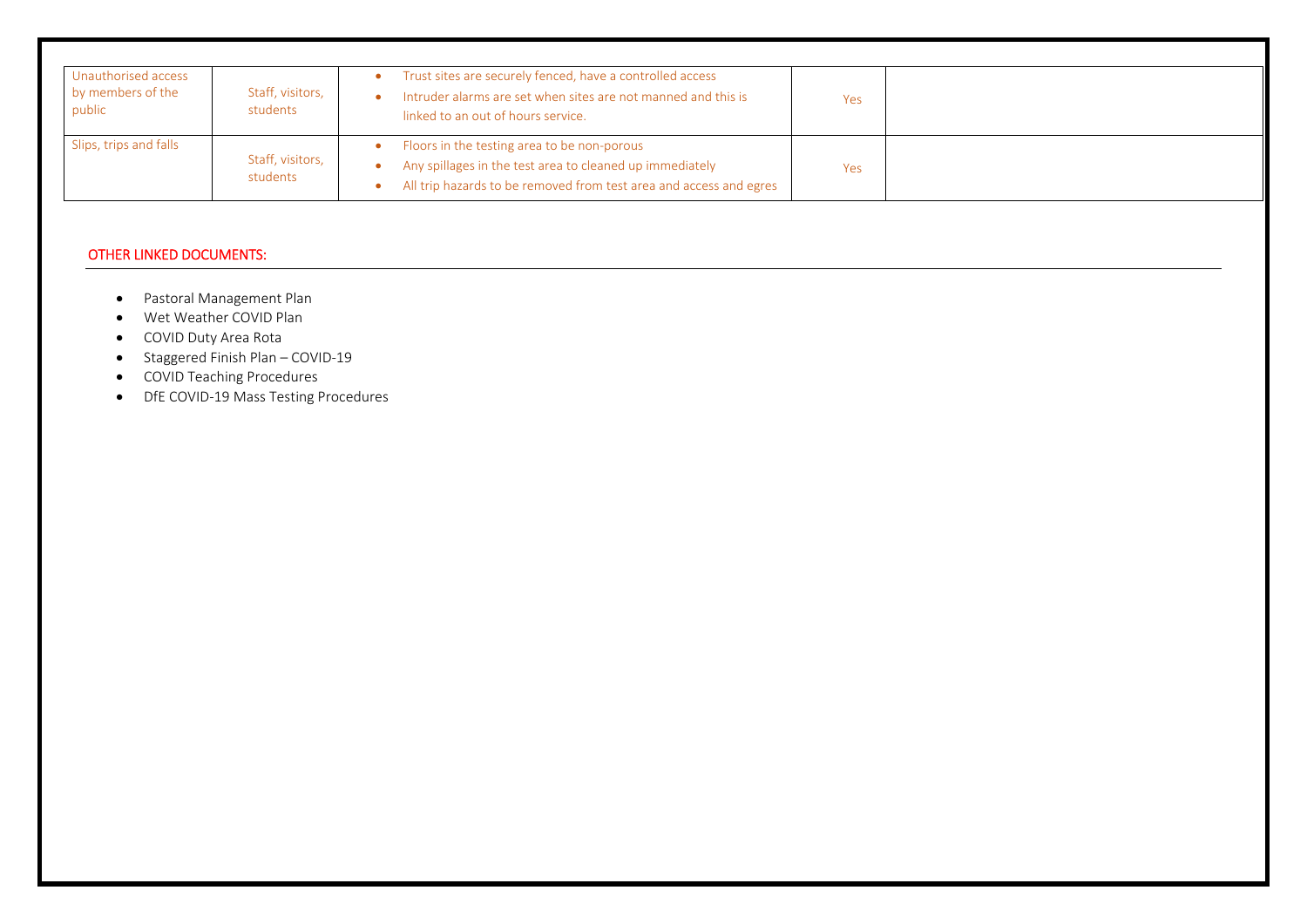| | | | | |
|---|---|---|---|---|
| Unauthorised access by members of the public | Staff, visitors, students | • Trust sites are securely fenced, have a controlled access<br>• Intruder alarms are set when sites are not manned and this is linked to an out of hours service. | Yes | |
| Slips, trips and falls | Staff, visitors, students | • Floors in the testing area to be non-porous<br>• Any spillages in the test area to cleaned up immediately<br>• All trip hazards to be removed from test area and access and egres | Yes | |

## OTHER LINKED DOCUMENTS:

- Pastoral Management Plan
- Wet Weather COVID Plan
- COVID Duty Area Rota
- Staggered Finish Plan – COVID-19
- COVID Teaching Procedures
- DfE COVID-19 Mass Testing Procedures